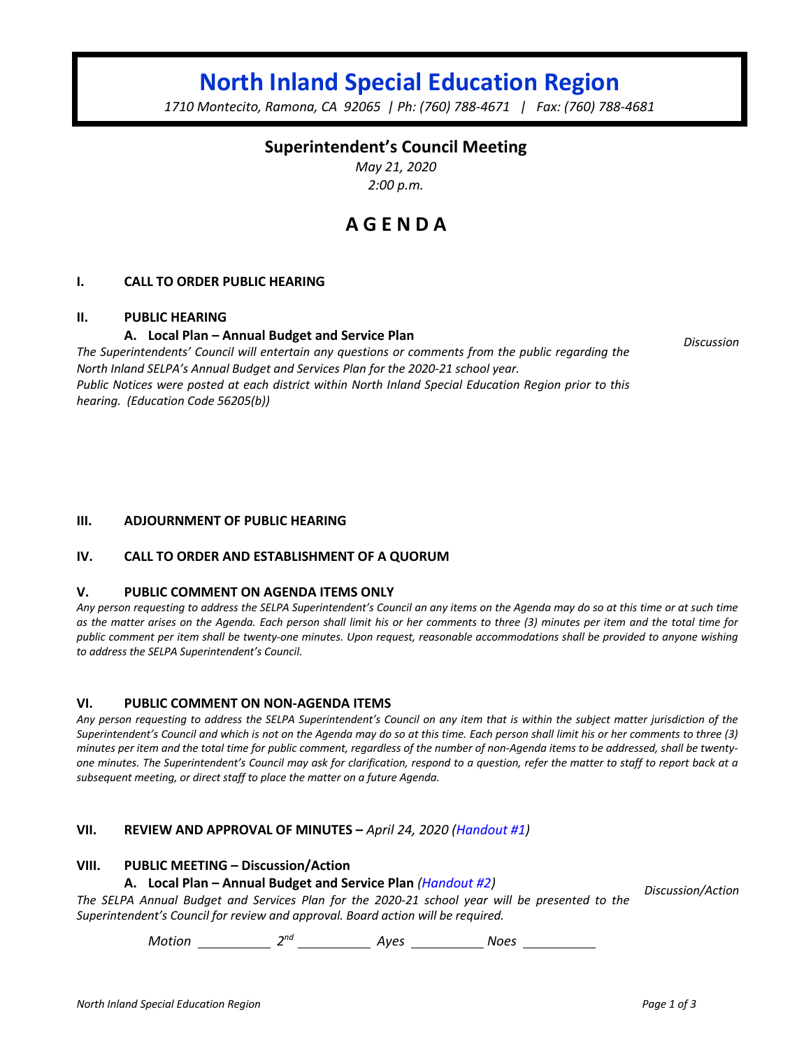# North Inland Special Education Region

*1710 Montecito, Ramona, CA 92065 | Ph: (760) 788-4671 | Fax: (760) 788-4681*

## Superintendent's Council Meeting

*May 21, 2020*
*2:00 p.m.*

# A G E N D A

**I. CALL TO ORDER PUBLIC HEARING**

**II. PUBLIC HEARING**

**A. Local Plan – Annual Budget and Service Plan** — *Discussion*

*The Superintendents' Council will entertain any questions or comments from the public regarding the North Inland SELPA's Annual Budget and Services Plan for the 2020-21 school year. Public Notices were posted at each district within North Inland Special Education Region prior to this hearing. (Education Code 56205(b))*

**III. ADJOURNMENT OF PUBLIC HEARING**

**IV. CALL TO ORDER AND ESTABLISHMENT OF A QUORUM**

**V. PUBLIC COMMENT ON AGENDA ITEMS ONLY**

*Any person requesting to address the SELPA Superintendent's Council an any items on the Agenda may do so at this time or at such time as the matter arises on the Agenda. Each person shall limit his or her comments to three (3) minutes per item and the total time for public comment per item shall be twenty-one minutes. Upon request, reasonable accommodations shall be provided to anyone wishing to address the SELPA Superintendent's Council.*

**VI. PUBLIC COMMENT ON NON-AGENDA ITEMS**

*Any person requesting to address the SELPA Superintendent's Council on any item that is within the subject matter jurisdiction of the Superintendent's Council and which is not on the Agenda may do so at this time. Each person shall limit his or her comments to three (3) minutes per item and the total time for public comment, regardless of the number of non-Agenda items to be addressed, shall be twenty-one minutes. The Superintendent's Council may ask for clarification, respond to a question, refer the matter to staff to report back at a subsequent meeting, or direct staff to place the matter on a future Agenda.*

**VII. REVIEW AND APPROVAL OF MINUTES –** *April 24, 2020 (Handout #1)*

**VIII. PUBLIC MEETING – Discussion/Action**

**A. Local Plan – Annual Budget and Service Plan** *(Handout #2)* — *Discussion/Action*

*The SELPA Annual Budget and Services Plan for the 2020-21 school year will be presented to the Superintendent's Council for review and approval. Board action will be required.*

*Motion* \_\_\_\_\_\_\_\_ *2nd* \_\_\_\_\_\_\_\_ *Ayes* \_\_\_\_\_\_\_\_ *Noes* \_\_\_\_\_\_\_\_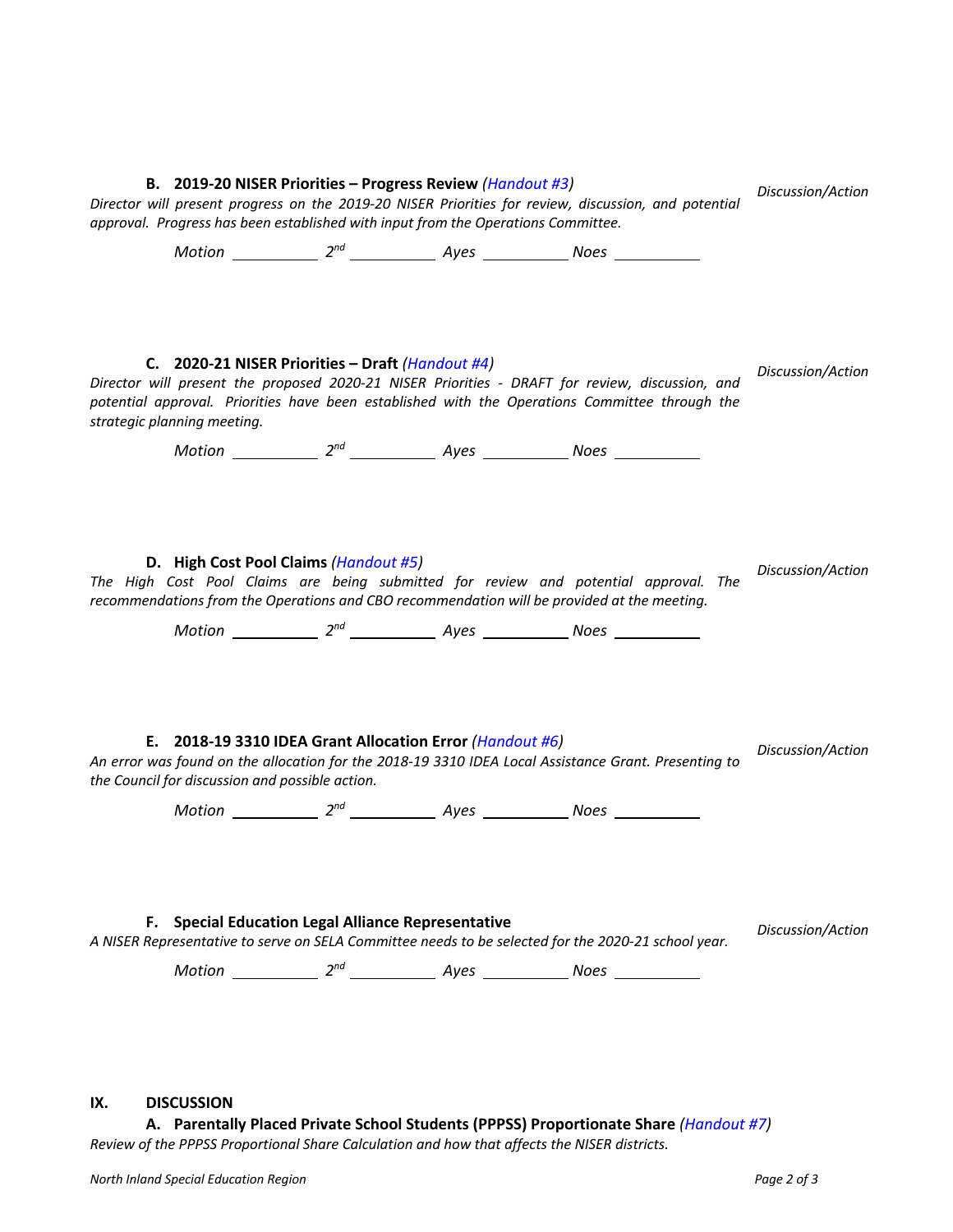**B. 2019-20 NISER Priorities – Progress Review** *(Handout #3)* *Discussion/Action*

*Director will present progress on the 2019-20 NISER Priorities for review, discussion, and potential approval. Progress has been established with input from the Operations Committee.*

*Motion* __________ *2nd* __________ *Ayes* __________ *Noes* __________

**C. 2020-21 NISER Priorities – Draft** *(Handout #4)* *Discussion/Action*

*Director will present the proposed 2020-21 NISER Priorities - DRAFT for review, discussion, and potential approval. Priorities have been established with the Operations Committee through the strategic planning meeting.*

*Motion* __________ *2nd* __________ *Ayes* __________ *Noes* __________

**D. High Cost Pool Claims** *(Handout #5)* *Discussion/Action*

*The High Cost Pool Claims are being submitted for review and potential approval. The recommendations from the Operations and CBO recommendation will be provided at the meeting.*

*Motion* __________ *2nd* __________ *Ayes* __________ *Noes* __________

**E. 2018-19 3310 IDEA Grant Allocation Error** *(Handout #6)* *Discussion/Action*

*An error was found on the allocation for the 2018-19 3310 IDEA Local Assistance Grant. Presenting to the Council for discussion and possible action.*

*Motion* __________ *2nd* __________ *Ayes* __________ *Noes* __________

**F. Special Education Legal Alliance Representative** *Discussion/Action*

*A NISER Representative to serve on SELA Committee needs to be selected for the 2020-21 school year.*

*Motion* __________ *2nd* __________ *Ayes* __________ *Noes* __________

## IX. DISCUSSION

**A. Parentally Placed Private School Students (PPPSS) Proportionate Share** *(Handout #7)*

*Review of the PPPSS Proportional Share Calculation and how that affects the NISER districts.*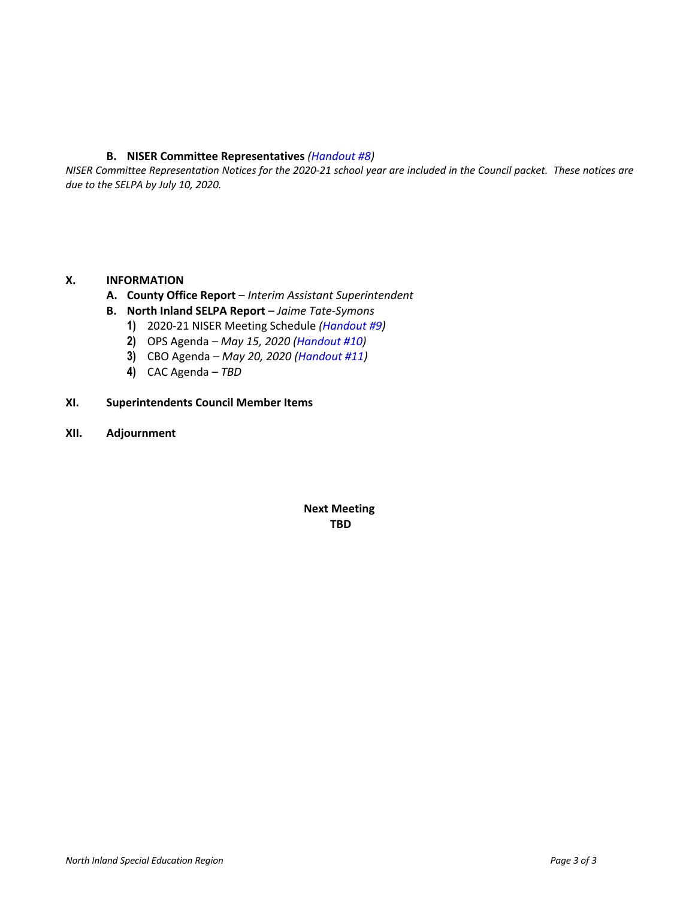**B. NISER Committee Representatives** *(Handout #8)*

*NISER Committee Representation Notices for the 2020-21 school year are included in the Council packet. These notices are due to the SELPA by July 10, 2020.*

## X. INFORMATION

**A. County Office Report** – *Interim Assistant Superintendent*

**B. North Inland SELPA Report** – *Jaime Tate-Symons*

1) 2020-21 NISER Meeting Schedule *(Handout #9)*
2) OPS Agenda – *May 15, 2020 (Handout #10)*
3) CBO Agenda – *May 20, 2020 (Handout #11)*
4) CAC Agenda – *TBD*

## XI. Superintendents Council Member Items

## XII. Adjournment

**Next Meeting**
**TBD**